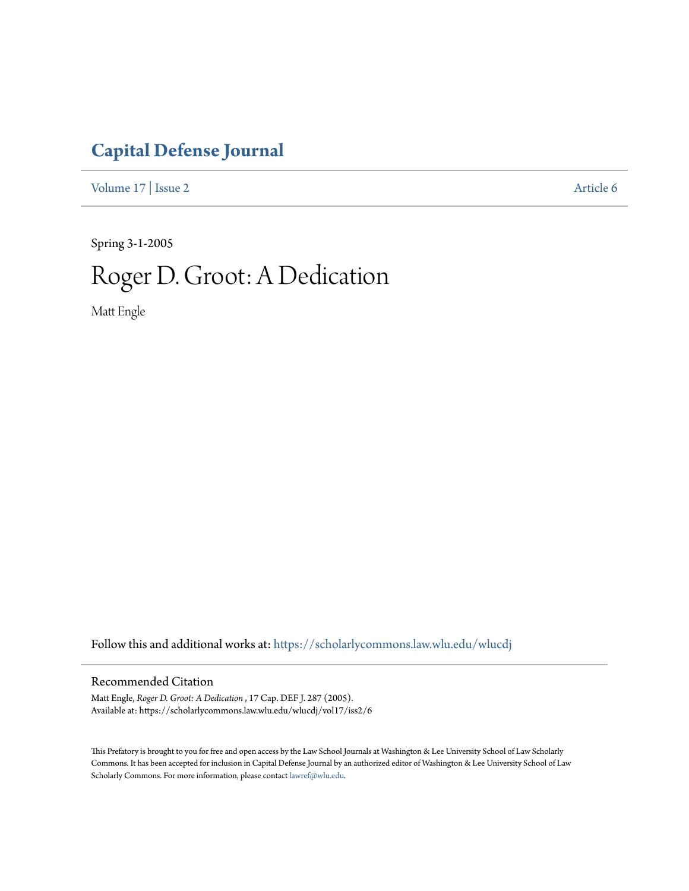# Capital Defense Journal

Volume 17 | Issue 2 Article 6

Spring 3-1-2005

# Roger D. Groot: A Dedication

Matt Engle

Follow this and additional works at: https://scholarlycommons.law.wlu.edu/wlucdj

## Recommended Citation

Matt Engle, *Roger D. Groot: A Dedication* , 17 Cap. DEF J. 287 (2005).
Available at: https://scholarlycommons.law.wlu.edu/wlucdj/vol17/iss2/6

This Prefatory is brought to you for free and open access by the Law School Journals at Washington & Lee University School of Law Scholarly Commons. It has been accepted for inclusion in Capital Defense Journal by an authorized editor of Washington & Lee University School of Law Scholarly Commons. For more information, please contact lawref@wlu.edu.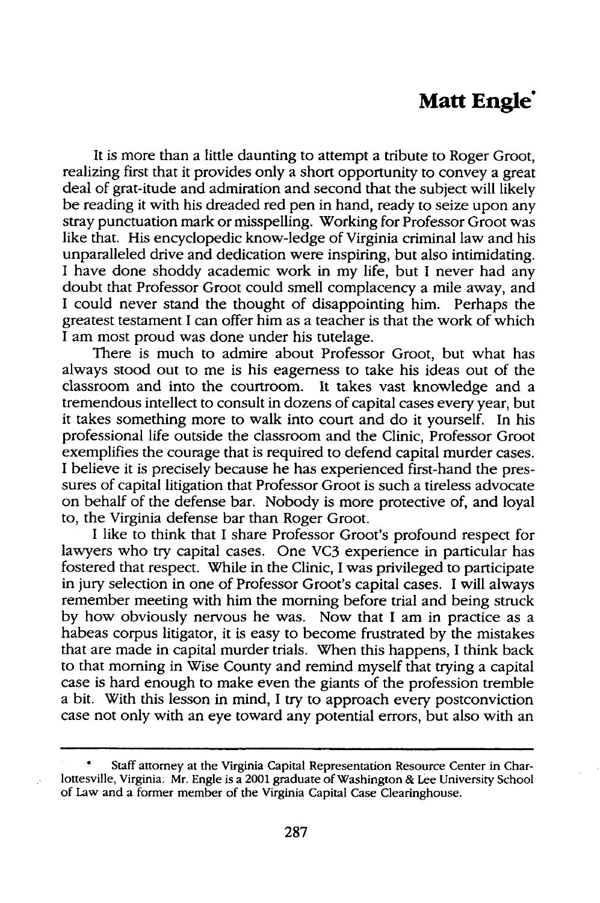# Matt Engle*

It is more than a little daunting to attempt a tribute to Roger Groot, realizing first that it provides only a short opportunity to convey a great deal of grat-itude and admiration and second that the subject will likely be reading it with his dreaded red pen in hand, ready to seize upon any stray punctuation mark or misspelling. Working for Professor Groot was like that. His encyclopedic know-ledge of Virginia criminal law and his unparalleled drive and dedication were inspiring, but also intimidating. I have done shoddy academic work in my life, but I never had any doubt that Professor Groot could smell complacency a mile away, and I could never stand the thought of disappointing him. Perhaps the greatest testament I can offer him as a teacher is that the work of which I am most proud was done under his tutelage.

There is much to admire about Professor Groot, but what has always stood out to me is his eagerness to take his ideas out of the classroom and into the courtroom. It takes vast knowledge and a tremendous intellect to consult in dozens of capital cases every year, but it takes something more to walk into court and do it yourself. In his professional life outside the classroom and the Clinic, Professor Groot exemplifies the courage that is required to defend capital murder cases. I believe it is precisely because he has experienced first-hand the pressures of capital litigation that Professor Groot is such a tireless advocate on behalf of the defense bar. Nobody is more protective of, and loyal to, the Virginia defense bar than Roger Groot.

I like to think that I share Professor Groot's profound respect for lawyers who try capital cases. One VC3 experience in particular has fostered that respect. While in the Clinic, I was privileged to participate in jury selection in one of Professor Groot's capital cases. I will always remember meeting with him the morning before trial and being struck by how obviously nervous he was. Now that I am in practice as a habeas corpus litigator, it is easy to become frustrated by the mistakes that are made in capital murder trials. When this happens, I think back to that morning in Wise County and remind myself that trying a capital case is hard enough to make even the giants of the profession tremble a bit. With this lesson in mind, I try to approach every postconviction case not only with an eye toward any potential errors, but also with an

---

\* Staff attorney at the Virginia Capital Representation Resource Center in Charlottesville, Virginia. Mr. Engle is a 2001 graduate of Washington & Lee University School of Law and a former member of the Virginia Capital Case Clearinghouse.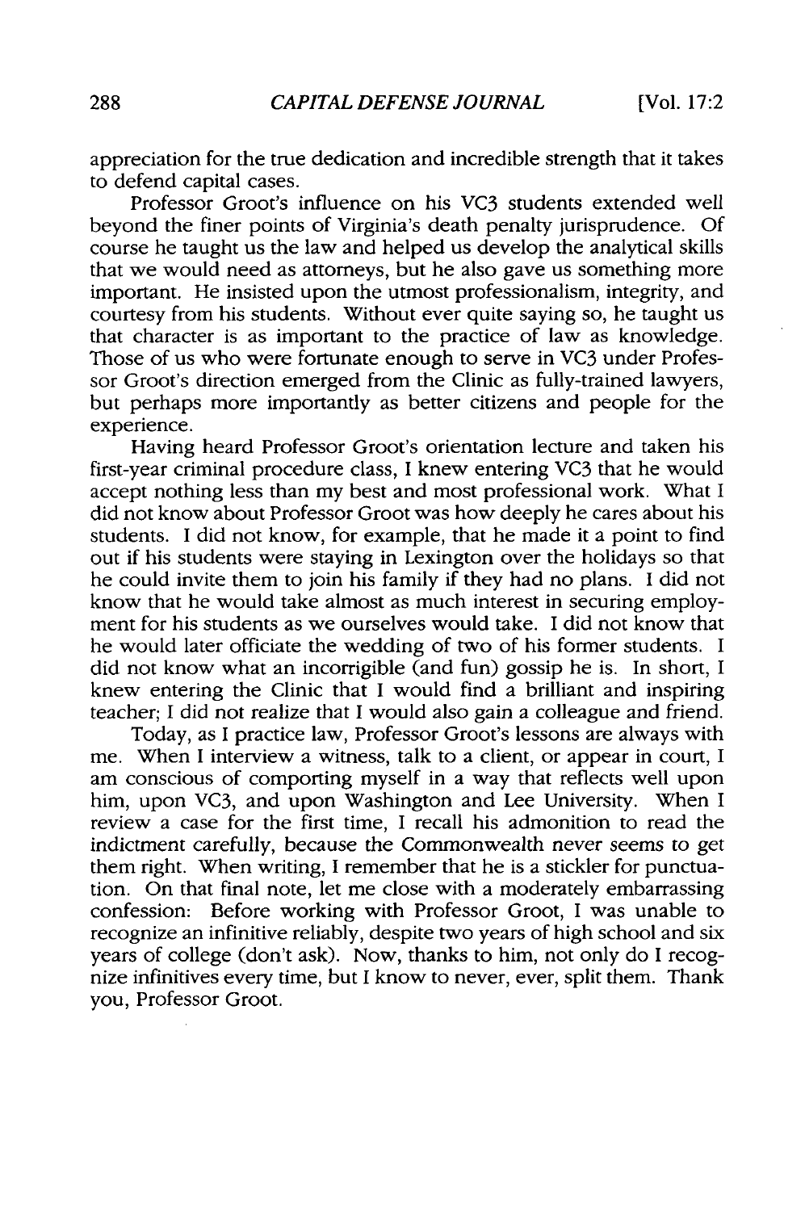appreciation for the true dedication and incredible strength that it takes to defend capital cases.

Professor Groot's influence on his VC3 students extended well beyond the finer points of Virginia's death penalty jurisprudence. Of course he taught us the law and helped us develop the analytical skills that we would need as attorneys, but he also gave us something more important. He insisted upon the utmost professionalism, integrity, and courtesy from his students. Without ever quite saying so, he taught us that character is as important to the practice of law as knowledge. Those of us who were fortunate enough to serve in VC3 under Professor Groot's direction emerged from the Clinic as fully-trained lawyers, but perhaps more importantly as better citizens and people for the experience.

Having heard Professor Groot's orientation lecture and taken his first-year criminal procedure class, I knew entering VC3 that he would accept nothing less than my best and most professional work. What I did not know about Professor Groot was how deeply he cares about his students. I did not know, for example, that he made it a point to find out if his students were staying in Lexington over the holidays so that he could invite them to join his family if they had no plans. I did not know that he would take almost as much interest in securing employment for his students as we ourselves would take. I did not know that he would later officiate the wedding of two of his former students. I did not know what an incorrigible (and fun) gossip he is. In short, I knew entering the Clinic that I would find a brilliant and inspiring teacher; I did not realize that I would also gain a colleague and friend.

Today, as I practice law, Professor Groot's lessons are always with me. When I interview a witness, talk to a client, or appear in court, I am conscious of comporting myself in a way that reflects well upon him, upon VC3, and upon Washington and Lee University. When I review a case for the first time, I recall his admonition to read the indictment carefully, because the Commonwealth never seems to get them right. When writing, I remember that he is a stickler for punctuation. On that final note, let me close with a moderately embarrassing confession: Before working with Professor Groot, I was unable to recognize an infinitive reliably, despite two years of high school and six years of college (don't ask). Now, thanks to him, not only do I recognize infinitives every time, but I know to never, ever, split them. Thank you, Professor Groot.